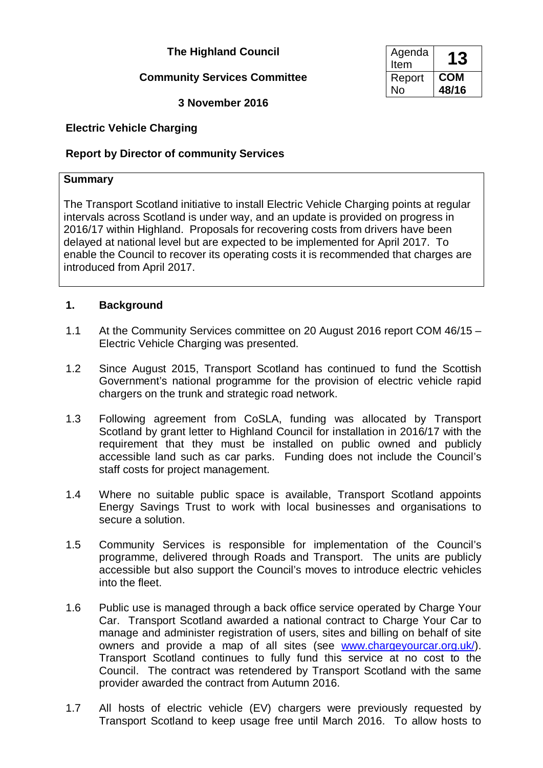# The Highland Council

## Community Services Committee

### 3 November 2016

| Agenda Item | 13 |
|---|---|
| Report No | COM 48/16 |

## Electric Vehicle Charging

## Report by Director of community Services

**Summary**

The Transport Scotland initiative to install Electric Vehicle Charging points at regular intervals across Scotland is under way, and an update is provided on progress in 2016/17 within Highland. Proposals for recovering costs from drivers have been delayed at national level but are expected to be implemented for April 2017. To enable the Council to recover its operating costs it is recommended that charges are introduced from April 2017.

## 1. Background

1.1 At the Community Services committee on 20 August 2016 report COM 46/15 – Electric Vehicle Charging was presented.

1.2 Since August 2015, Transport Scotland has continued to fund the Scottish Government's national programme for the provision of electric vehicle rapid chargers on the trunk and strategic road network.

1.3 Following agreement from CoSLA, funding was allocated by Transport Scotland by grant letter to Highland Council for installation in 2016/17 with the requirement that they must be installed on public owned and publicly accessible land such as car parks. Funding does not include the Council's staff costs for project management.

1.4 Where no suitable public space is available, Transport Scotland appoints Energy Savings Trust to work with local businesses and organisations to secure a solution.

1.5 Community Services is responsible for implementation of the Council's programme, delivered through Roads and Transport. The units are publicly accessible but also support the Council's moves to introduce electric vehicles into the fleet.

1.6 Public use is managed through a back office service operated by Charge Your Car. Transport Scotland awarded a national contract to Charge Your Car to manage and administer registration of users, sites and billing on behalf of site owners and provide a map of all sites (see www.chargeyourcar.org.uk/). Transport Scotland continues to fully fund this service at no cost to the Council. The contract was retendered by Transport Scotland with the same provider awarded the contract from Autumn 2016.

1.7 All hosts of electric vehicle (EV) chargers were previously requested by Transport Scotland to keep usage free until March 2016. To allow hosts to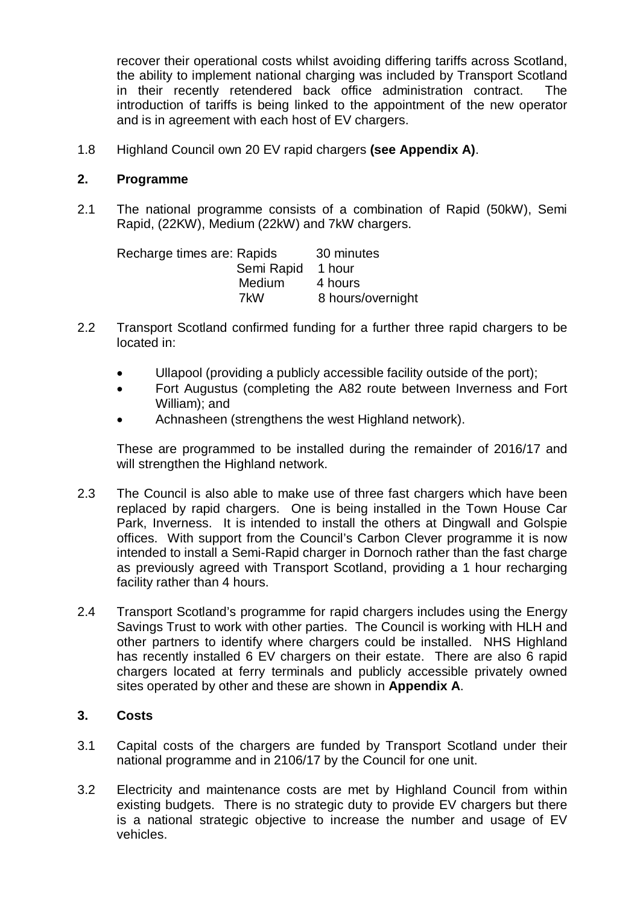recover their operational costs whilst avoiding differing tariffs across Scotland, the ability to implement national charging was included by Transport Scotland in their recently retendered back office administration contract. The introduction of tariffs is being linked to the appointment of the new operator and is in agreement with each host of EV chargers.

1.8 Highland Council own 20 EV rapid chargers **(see Appendix A)**.

## 2. Programme

2.1 The national programme consists of a combination of Rapid (50kW), Semi Rapid, (22KW), Medium (22kW) and 7kW chargers.

| Recharge times are: | | |
|---|---|---|
| | Rapids | 30 minutes |
| | Semi Rapid | 1 hour |
| | Medium | 4 hours |
| | 7kW | 8 hours/overnight |

2.2 Transport Scotland confirmed funding for a further three rapid chargers to be located in:

- Ullapool (providing a publicly accessible facility outside of the port);
- Fort Augustus (completing the A82 route between Inverness and Fort William); and
- Achnasheen (strengthens the west Highland network).

These are programmed to be installed during the remainder of 2016/17 and will strengthen the Highland network.

2.3 The Council is also able to make use of three fast chargers which have been replaced by rapid chargers. One is being installed in the Town House Car Park, Inverness. It is intended to install the others at Dingwall and Golspie offices. With support from the Council's Carbon Clever programme it is now intended to install a Semi-Rapid charger in Dornoch rather than the fast charge as previously agreed with Transport Scotland, providing a 1 hour recharging facility rather than 4 hours.

2.4 Transport Scotland's programme for rapid chargers includes using the Energy Savings Trust to work with other parties. The Council is working with HLH and other partners to identify where chargers could be installed. NHS Highland has recently installed 6 EV chargers on their estate. There are also 6 rapid chargers located at ferry terminals and publicly accessible privately owned sites operated by other and these are shown in **Appendix A**.

## 3. Costs

3.1 Capital costs of the chargers are funded by Transport Scotland under their national programme and in 2106/17 by the Council for one unit.

3.2 Electricity and maintenance costs are met by Highland Council from within existing budgets. There is no strategic duty to provide EV chargers but there is a national strategic objective to increase the number and usage of EV vehicles.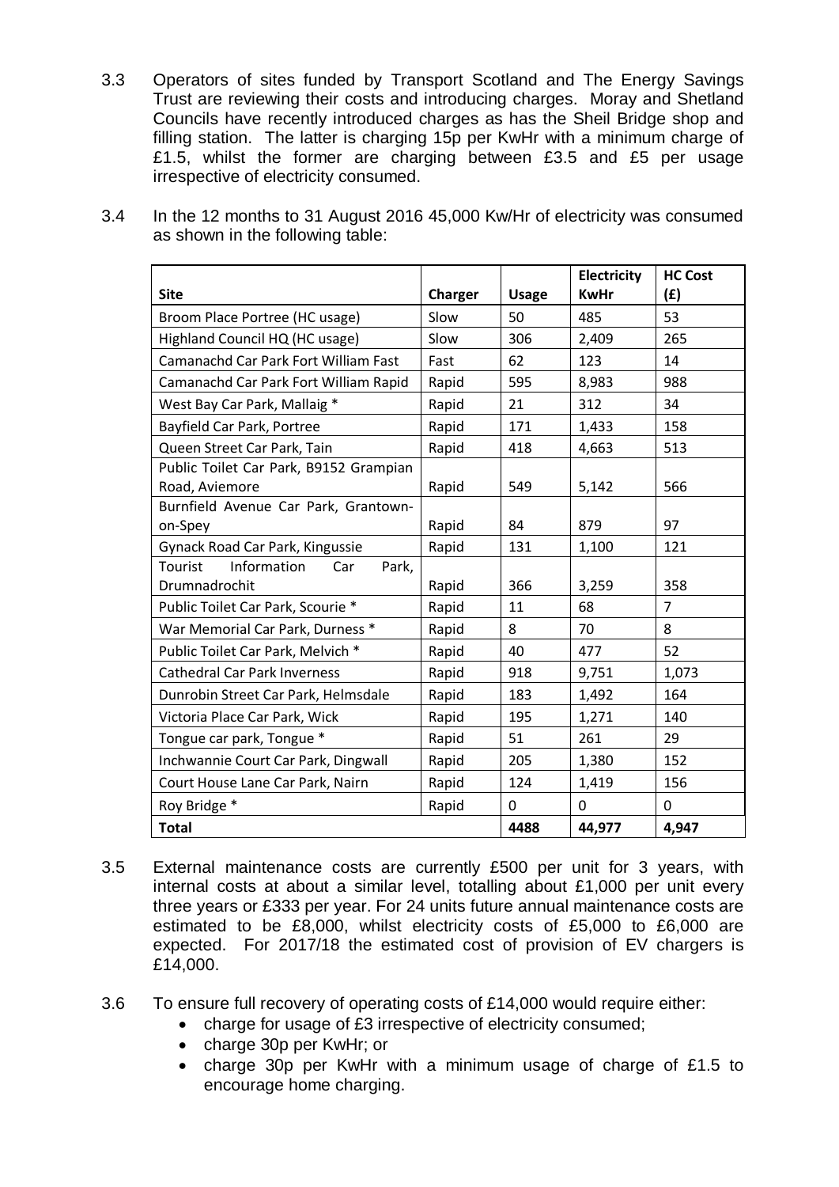3.3 Operators of sites funded by Transport Scotland and The Energy Savings Trust are reviewing their costs and introducing charges. Moray and Shetland Councils have recently introduced charges as has the Sheil Bridge shop and filling station. The latter is charging 15p per KwHr with a minimum charge of £1.5, whilst the former are charging between £3.5 and £5 per usage irrespective of electricity consumed.

3.4 In the 12 months to 31 August 2016 45,000 Kw/Hr of electricity was consumed as shown in the following table:

| Site | Charger | Usage | Electricity KwHr | HC Cost (£) |
|---|---|---|---|---|
| Broom Place Portree (HC usage) | Slow | 50 | 485 | 53 |
| Highland Council HQ (HC usage) | Slow | 306 | 2,409 | 265 |
| Camanachd Car Park Fort William Fast | Fast | 62 | 123 | 14 |
| Camanachd Car Park Fort William Rapid | Rapid | 595 | 8,983 | 988 |
| West Bay Car Park, Mallaig * | Rapid | 21 | 312 | 34 |
| Bayfield Car Park, Portree | Rapid | 171 | 1,433 | 158 |
| Queen Street Car Park, Tain | Rapid | 418 | 4,663 | 513 |
| Public Toilet Car Park, B9152 Grampian Road, Aviemore | Rapid | 549 | 5,142 | 566 |
| Burnfield Avenue Car Park, Grantown-on-Spey | Rapid | 84 | 879 | 97 |
| Gynack Road Car Park, Kingussie | Rapid | 131 | 1,100 | 121 |
| Tourist Information Car Park, Drumnadrochit | Rapid | 366 | 3,259 | 358 |
| Public Toilet Car Park, Scourie * | Rapid | 11 | 68 | 7 |
| War Memorial Car Park, Durness * | Rapid | 8 | 70 | 8 |
| Public Toilet Car Park, Melvich * | Rapid | 40 | 477 | 52 |
| Cathedral Car Park Inverness | Rapid | 918 | 9,751 | 1,073 |
| Dunrobin Street Car Park, Helmsdale | Rapid | 183 | 1,492 | 164 |
| Victoria Place Car Park, Wick | Rapid | 195 | 1,271 | 140 |
| Tongue car park, Tongue * | Rapid | 51 | 261 | 29 |
| Inchwannie Court Car Park, Dingwall | Rapid | 205 | 1,380 | 152 |
| Court House Lane Car Park, Nairn | Rapid | 124 | 1,419 | 156 |
| Roy Bridge * | Rapid | 0 | 0 | 0 |
| **Total** | | **4488** | **44,977** | **4,947** |

3.5 External maintenance costs are currently £500 per unit for 3 years, with internal costs at about a similar level, totalling about £1,000 per unit every three years or £333 per year. For 24 units future annual maintenance costs are estimated to be £8,000, whilst electricity costs of £5,000 to £6,000 are expected. For 2017/18 the estimated cost of provision of EV chargers is £14,000.

3.6 To ensure full recovery of operating costs of £14,000 would require either:

- charge for usage of £3 irrespective of electricity consumed;
- charge 30p per KwHr; or
- charge 30p per KwHr with a minimum usage of charge of £1.5 to encourage home charging.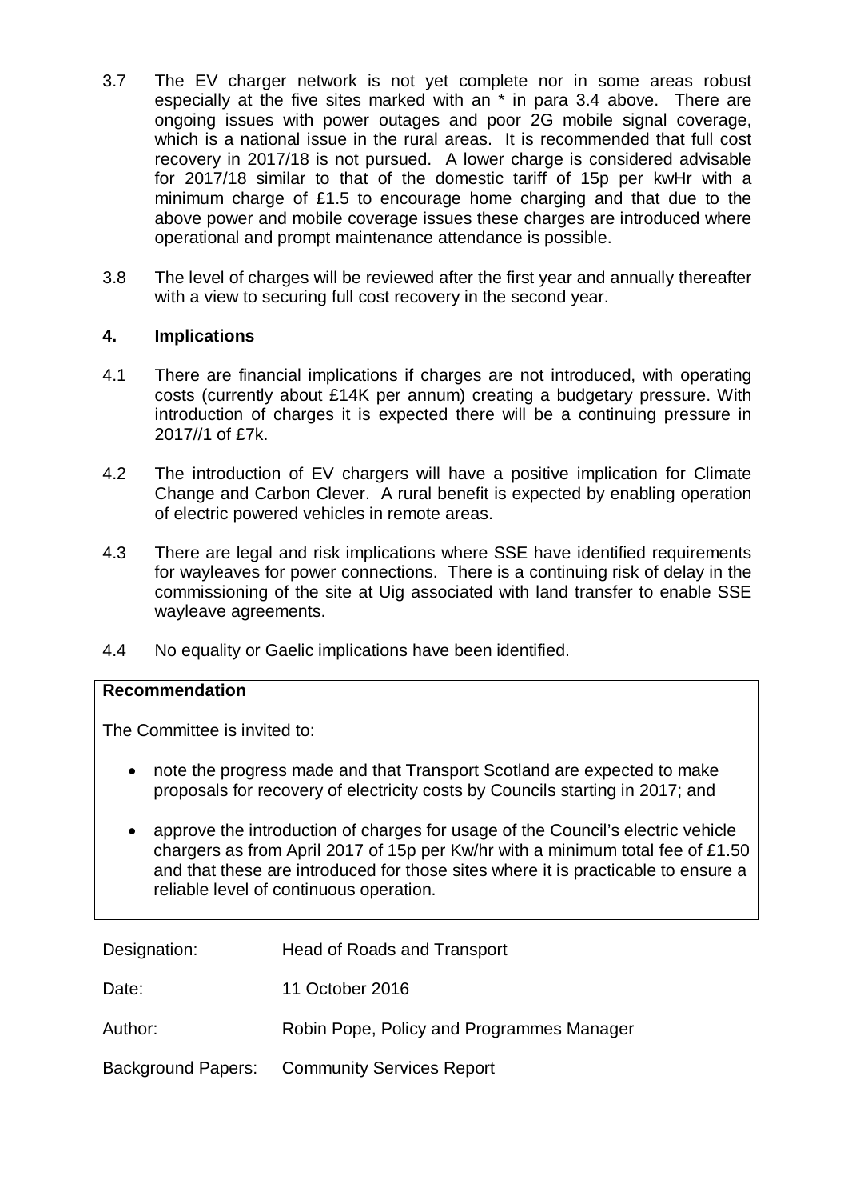3.7 The EV charger network is not yet complete nor in some areas robust especially at the five sites marked with an * in para 3.4 above. There are ongoing issues with power outages and poor 2G mobile signal coverage, which is a national issue in the rural areas. It is recommended that full cost recovery in 2017/18 is not pursued. A lower charge is considered advisable for 2017/18 similar to that of the domestic tariff of 15p per kwHr with a minimum charge of £1.5 to encourage home charging and that due to the above power and mobile coverage issues these charges are introduced where operational and prompt maintenance attendance is possible.

3.8 The level of charges will be reviewed after the first year and annually thereafter with a view to securing full cost recovery in the second year.

## 4. Implications

4.1 There are financial implications if charges are not introduced, with operating costs (currently about £14K per annum) creating a budgetary pressure. With introduction of charges it is expected there will be a continuing pressure in 2017//1 of £7k.

4.2 The introduction of EV chargers will have a positive implication for Climate Change and Carbon Clever. A rural benefit is expected by enabling operation of electric powered vehicles in remote areas.

4.3 There are legal and risk implications where SSE have identified requirements for wayleaves for power connections. There is a continuing risk of delay in the commissioning of the site at Uig associated with land transfer to enable SSE wayleave agreements.

4.4 No equality or Gaelic implications have been identified.

**Recommendation**

The Committee is invited to:

- note the progress made and that Transport Scotland are expected to make proposals for recovery of electricity costs by Councils starting in 2017; and
- approve the introduction of charges for usage of the Council's electric vehicle chargers as from April 2017 of 15p per Kw/hr with a minimum total fee of £1.50 and that these are introduced for those sites where it is practicable to ensure a reliable level of continuous operation.

| | |
|---|---|
| Designation: | Head of Roads and Transport |
| Date: | 11 October 2016 |
| Author: | Robin Pope, Policy and Programmes Manager |
| Background Papers: | Community Services Report |